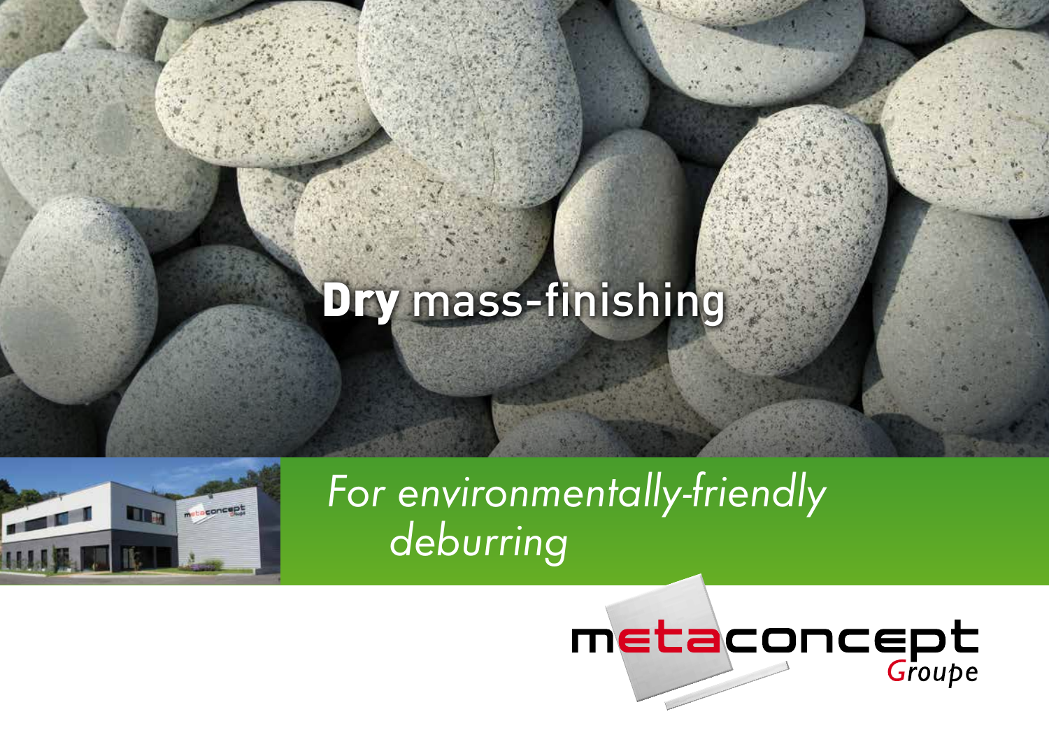# **Dry** mass-finishing

*For environmentally-friendly deburring*

metaconcept *Groupe*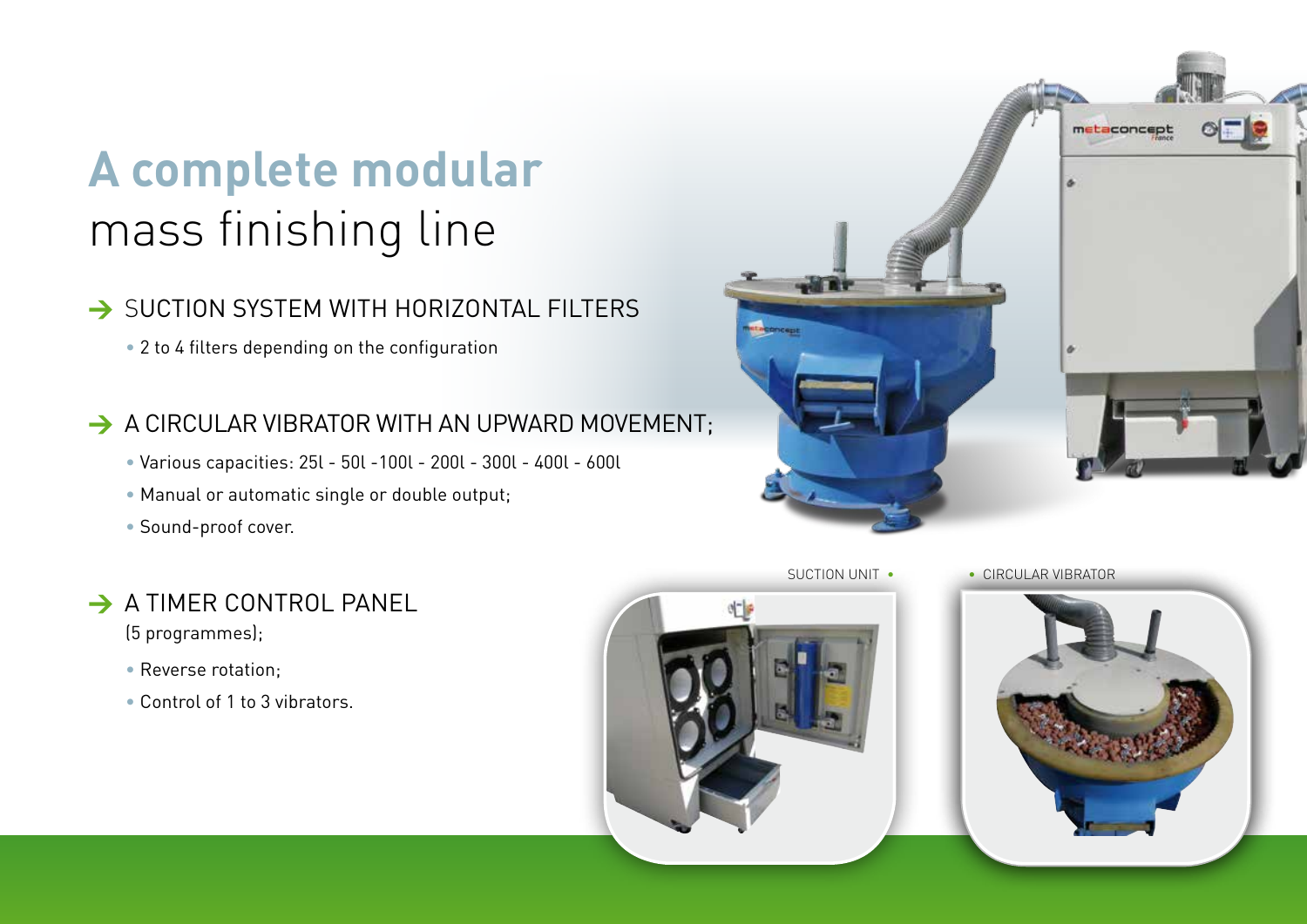# A complete modular mass finishing line

## SUCTION SYSTEM WITH HORIZONTAL FILTERS

- 2 to 4 filters depending on the configuration

## A CIRCULAR VIBRATOR WITH AN UPWARD MOVEMENT;

- Various capacities: 25l - 50l -100l - 200l - 300l - 400l - 600l
- Manual or automatic single or double output;
- Sound-proof cover.

## A TIMER CONTROL PANEL

(5 programmes);

- Reverse rotation;
- Control of 1 to 3 vibrators.

SUCTION UNIT

CIRCULAR VIBRATOR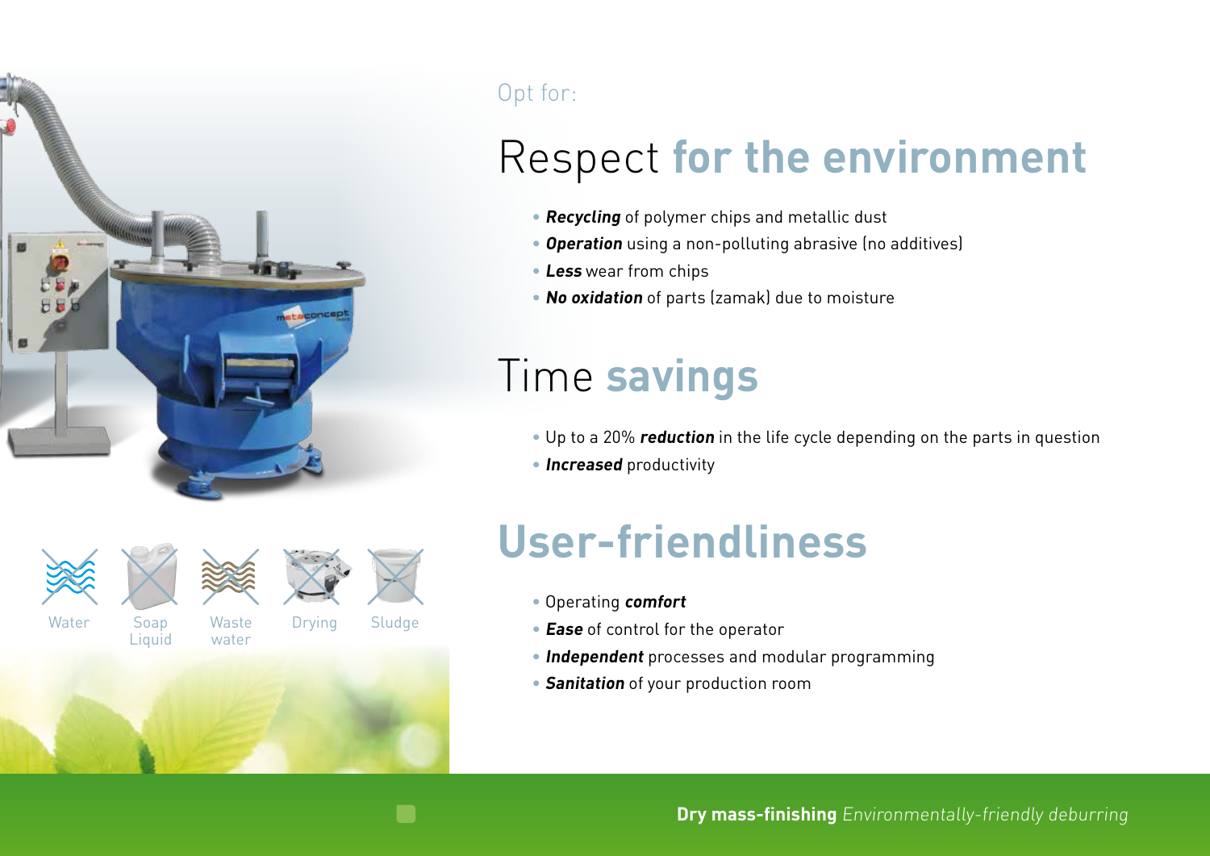Opt for:

## Respect for the environment

- ***Recycling*** of polymer chips and metallic dust
- ***Operation*** using a non-polluting abrasive (no additives)
- ***Less*** wear from chips
- ***No oxidation*** of parts (zamak) due to moisture

## Time savings

- Up to a 20% ***reduction*** in the life cycle depending on the parts in question
- ***Increased*** productivity

## User-friendliness

- Operating ***comfort***
- ***Ease*** of control for the operator
- ***Independent*** processes and modular programming
- ***Sanitation*** of your production room

Water | Soap Liquid | Waste water | Drying | Sludge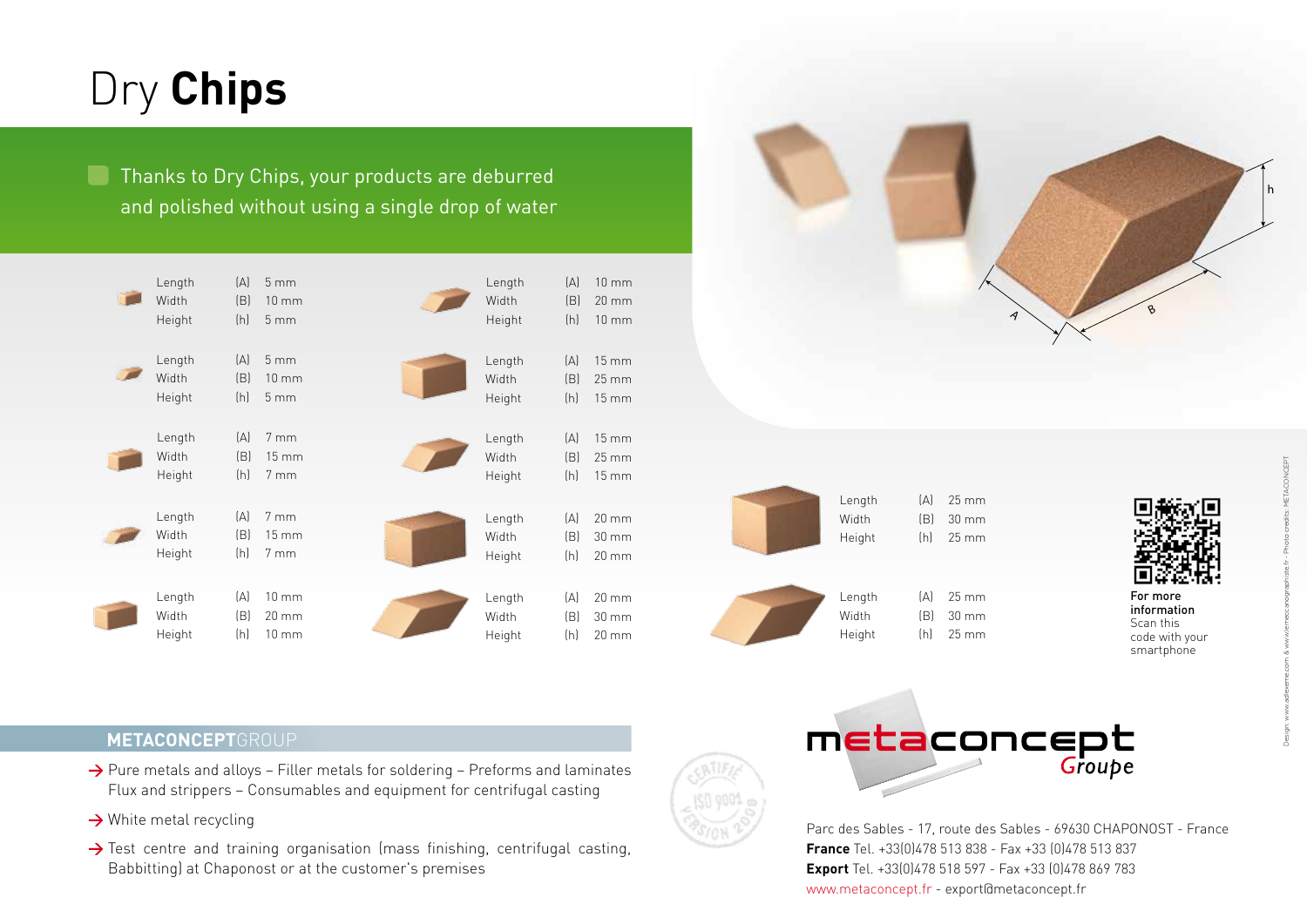# Dry **Chips**

Thanks to Dry Chips, your products are deburred and polished without using a single drop of water

| Length (A) | Width (B) | Height (h) |
|---|---|---|
| 5 mm | 10 mm | 5 mm |
| 5 mm | 10 mm | 5 mm |
| 7 mm | 15 mm | 7 mm |
| 7 mm | 15 mm | 7 mm |
| 10 mm | 20 mm | 10 mm |
| 10 mm | 20 mm | 10 mm |
| 15 mm | 25 mm | 15 mm |
| 15 mm | 25 mm | 15 mm |
| 20 mm | 30 mm | 20 mm |
| 20 mm | 30 mm | 20 mm |
| 25 mm | 30 mm | 25 mm |
| 25 mm | 30 mm | 25 mm |

h

A

B

**For more information**
Scan this code with your smartphone

## METACONCEPTGROUP

- Pure metals and alloys – Filler metals for soldering – Preforms and laminates Flux and strippers – Consumables and equipment for centrifugal casting
- White metal recycling
- Test centre and training organisation (mass finishing, centrifugal casting, Babbitting) at Chaponost or at the customer's premises

Certifié ISO 9001 Version 2000

metaconcept Groupe

Parc des Sables - 17, route des Sables - 69630 CHAPONOST - France
**France** Tel. +33(0)478 513 838 - Fax +33 (0)478 513 837
**Export** Tel. +33(0)478 518 597 - Fax +33 (0)478 869 783
www.metaconcept.fr - export@metaconcept.fr

Design: www.adlexeme.com & www.vernecanographiste.fr - Photo credits: METACONCEPT